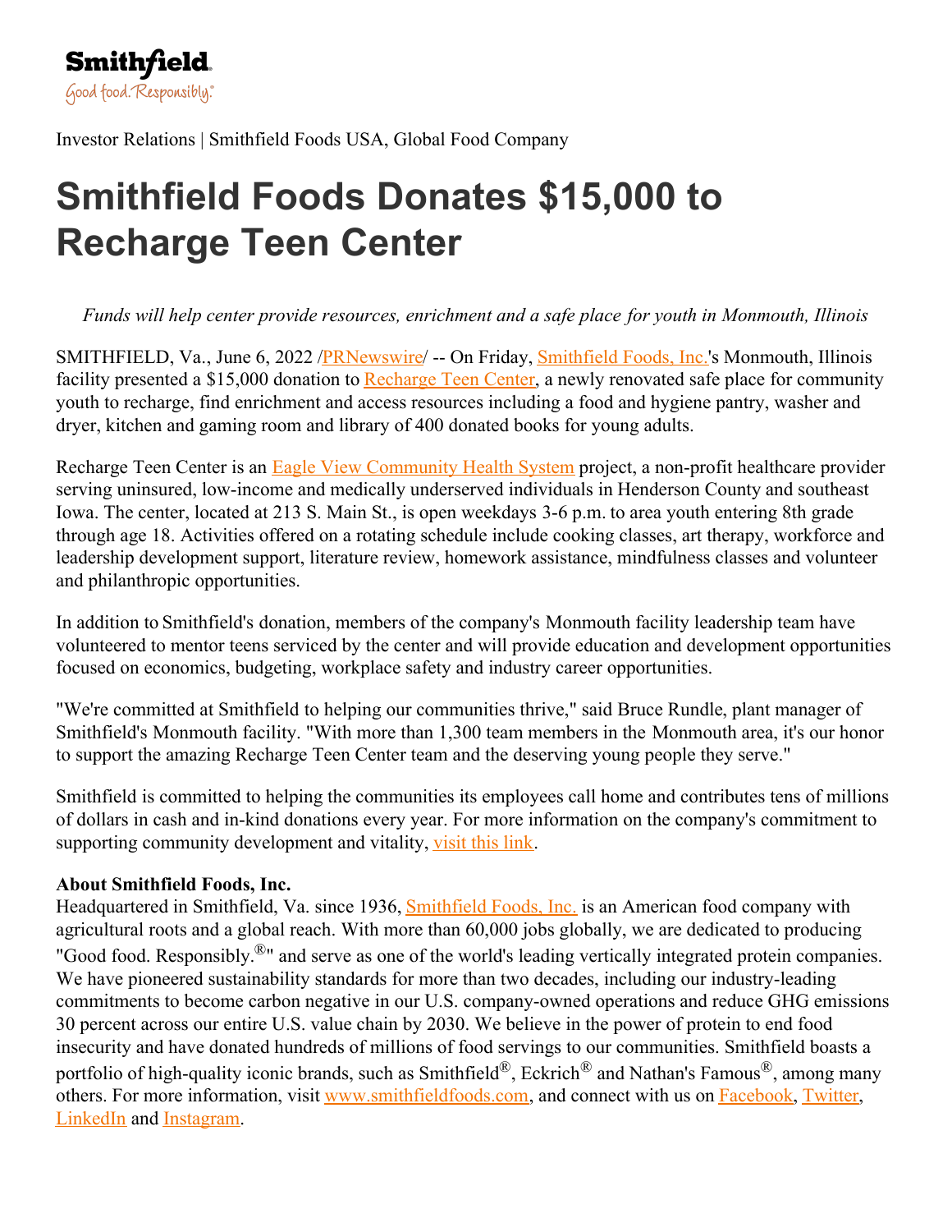Smithfield
Good food. Responsibly.®

Investor Relations | Smithfield Foods USA, Global Food Company

# Smithfield Foods Donates $15,000 to Recharge Teen Center

*Funds will help center provide resources, enrichment and a safe place for youth in Monmouth, Illinois*

SMITHFIELD, Va., June 6, 2022 /PRNewswire/ -- On Friday, Smithfield Foods, Inc.'s Monmouth, Illinois facility presented a $15,000 donation to Recharge Teen Center, a newly renovated safe place for community youth to recharge, find enrichment and access resources including a food and hygiene pantry, washer and dryer, kitchen and gaming room and library of 400 donated books for young adults.

Recharge Teen Center is an Eagle View Community Health System project, a non-profit healthcare provider serving uninsured, low-income and medically underserved individuals in Henderson County and southeast Iowa. The center, located at 213 S. Main St., is open weekdays 3-6 p.m. to area youth entering 8th grade through age 18. Activities offered on a rotating schedule include cooking classes, art therapy, workforce and leadership development support, literature review, homework assistance, mindfulness classes and volunteer and philanthropic opportunities.

In addition to Smithfield's donation, members of the company's Monmouth facility leadership team have volunteered to mentor teens serviced by the center and will provide education and development opportunities focused on economics, budgeting, workplace safety and industry career opportunities.

"We're committed at Smithfield to helping our communities thrive," said Bruce Rundle, plant manager of Smithfield's Monmouth facility. "With more than 1,300 team members in the Monmouth area, it's our honor to support the amazing Recharge Teen Center team and the deserving young people they serve."

Smithfield is committed to helping the communities its employees call home and contributes tens of millions of dollars in cash and in-kind donations every year. For more information on the company's commitment to supporting community development and vitality, visit this link.

**About Smithfield Foods, Inc.**

Headquartered in Smithfield, Va. since 1936, Smithfield Foods, Inc. is an American food company with agricultural roots and a global reach. With more than 60,000 jobs globally, we are dedicated to producing "Good food. Responsibly.®" and serve as one of the world's leading vertically integrated protein companies. We have pioneered sustainability standards for more than two decades, including our industry-leading commitments to become carbon negative in our U.S. company-owned operations and reduce GHG emissions 30 percent across our entire U.S. value chain by 2030. We believe in the power of protein to end food insecurity and have donated hundreds of millions of food servings to our communities. Smithfield boasts a portfolio of high-quality iconic brands, such as Smithfield®, Eckrich® and Nathan's Famous®, among many others. For more information, visit www.smithfieldfoods.com, and connect with us on Facebook, Twitter, LinkedIn and Instagram.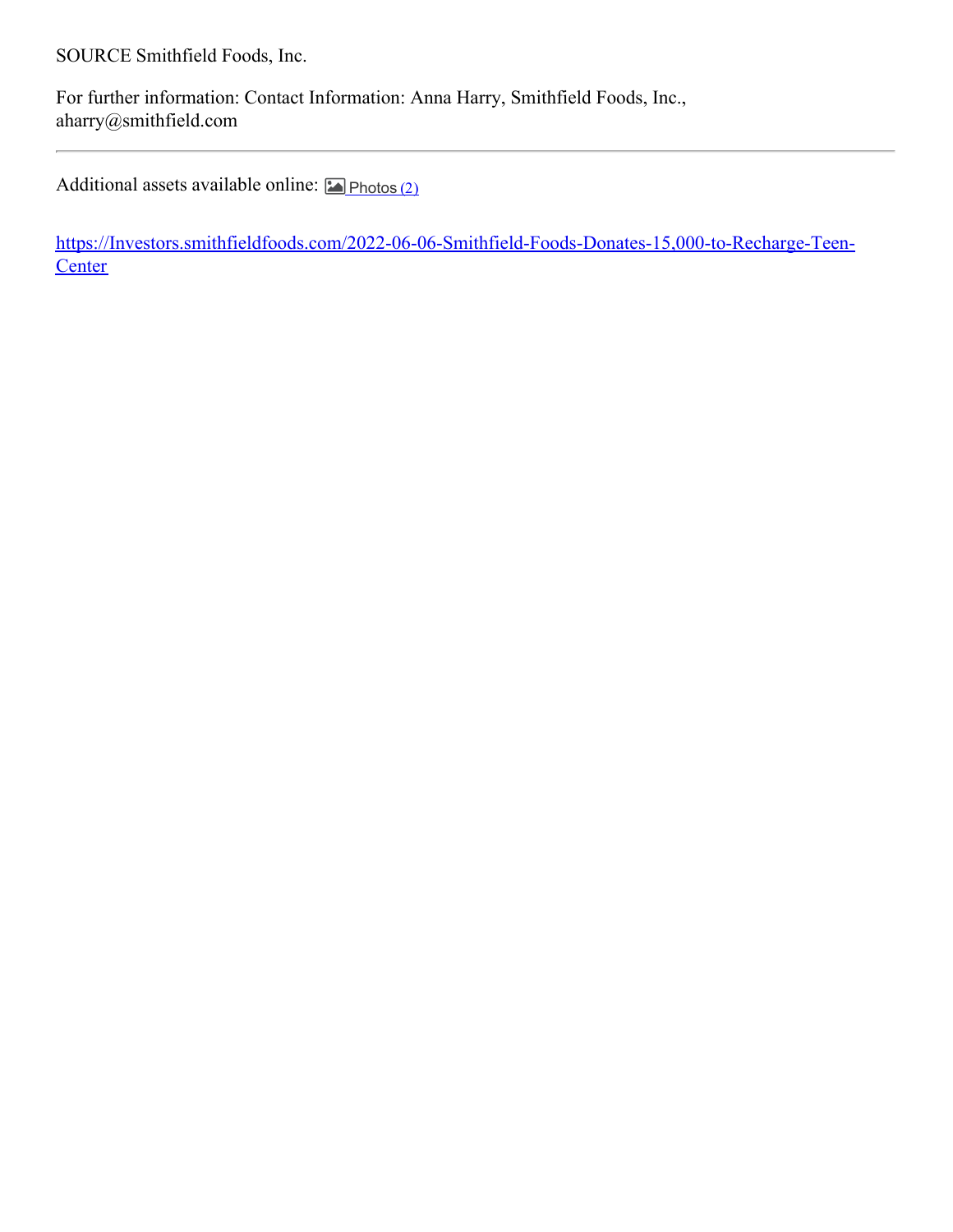SOURCE Smithfield Foods, Inc.

For further information: Contact Information: Anna Harry, Smithfield Foods, Inc., aharry@smithfield.com

---

Additional assets available online: Photos (2)

https://Investors.smithfieldfoods.com/2022-06-06-Smithfield-Foods-Donates-15,000-to-Recharge-Teen-Center